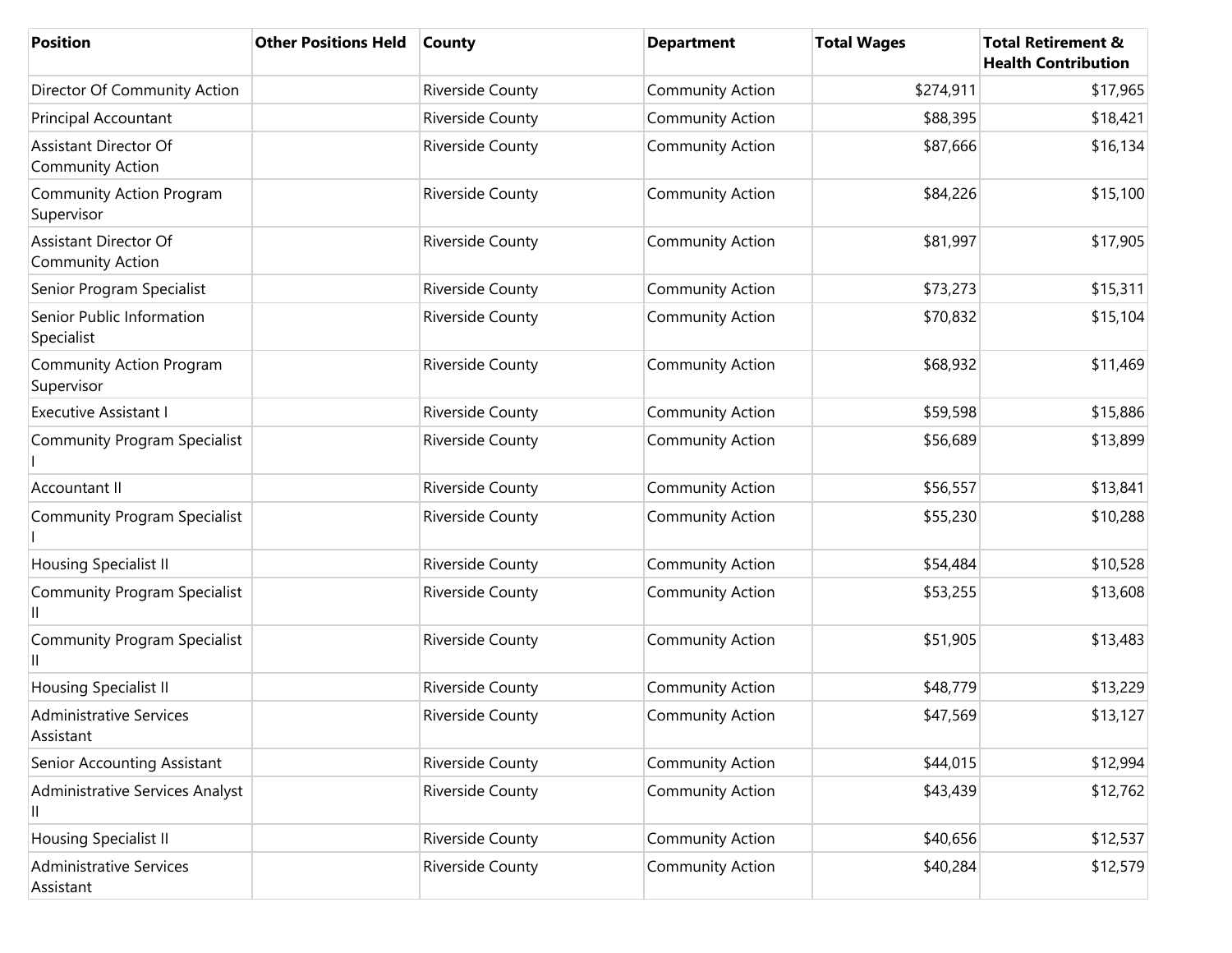| Position | Other Positions Held | County | Department | Total Wages | Total Retirement & Health Contribution |
|---|---|---|---|---|---|
| Director Of Community Action | | Riverside County | Community Action | $274,911 | $17,965 |
| Principal Accountant | | Riverside County | Community Action | $88,395 | $18,421 |
| Assistant Director Of Community Action | | Riverside County | Community Action | $87,666 | $16,134 |
| Community Action Program Supervisor | | Riverside County | Community Action | $84,226 | $15,100 |
| Assistant Director Of Community Action | | Riverside County | Community Action | $81,997 | $17,905 |
| Senior Program Specialist | | Riverside County | Community Action | $73,273 | $15,311 |
| Senior Public Information Specialist | | Riverside County | Community Action | $70,832 | $15,104 |
| Community Action Program Supervisor | | Riverside County | Community Action | $68,932 | $11,469 |
| Executive Assistant I | | Riverside County | Community Action | $59,598 | $15,886 |
| Community Program Specialist I | | Riverside County | Community Action | $56,689 | $13,899 |
| Accountant II | | Riverside County | Community Action | $56,557 | $13,841 |
| Community Program Specialist I | | Riverside County | Community Action | $55,230 | $10,288 |
| Housing Specialist II | | Riverside County | Community Action | $54,484 | $10,528 |
| Community Program Specialist II | | Riverside County | Community Action | $53,255 | $13,608 |
| Community Program Specialist II | | Riverside County | Community Action | $51,905 | $13,483 |
| Housing Specialist II | | Riverside County | Community Action | $48,779 | $13,229 |
| Administrative Services Assistant | | Riverside County | Community Action | $47,569 | $13,127 |
| Senior Accounting Assistant | | Riverside County | Community Action | $44,015 | $12,994 |
| Administrative Services Analyst II | | Riverside County | Community Action | $43,439 | $12,762 |
| Housing Specialist II | | Riverside County | Community Action | $40,656 | $12,537 |
| Administrative Services Assistant | | Riverside County | Community Action | $40,284 | $12,579 |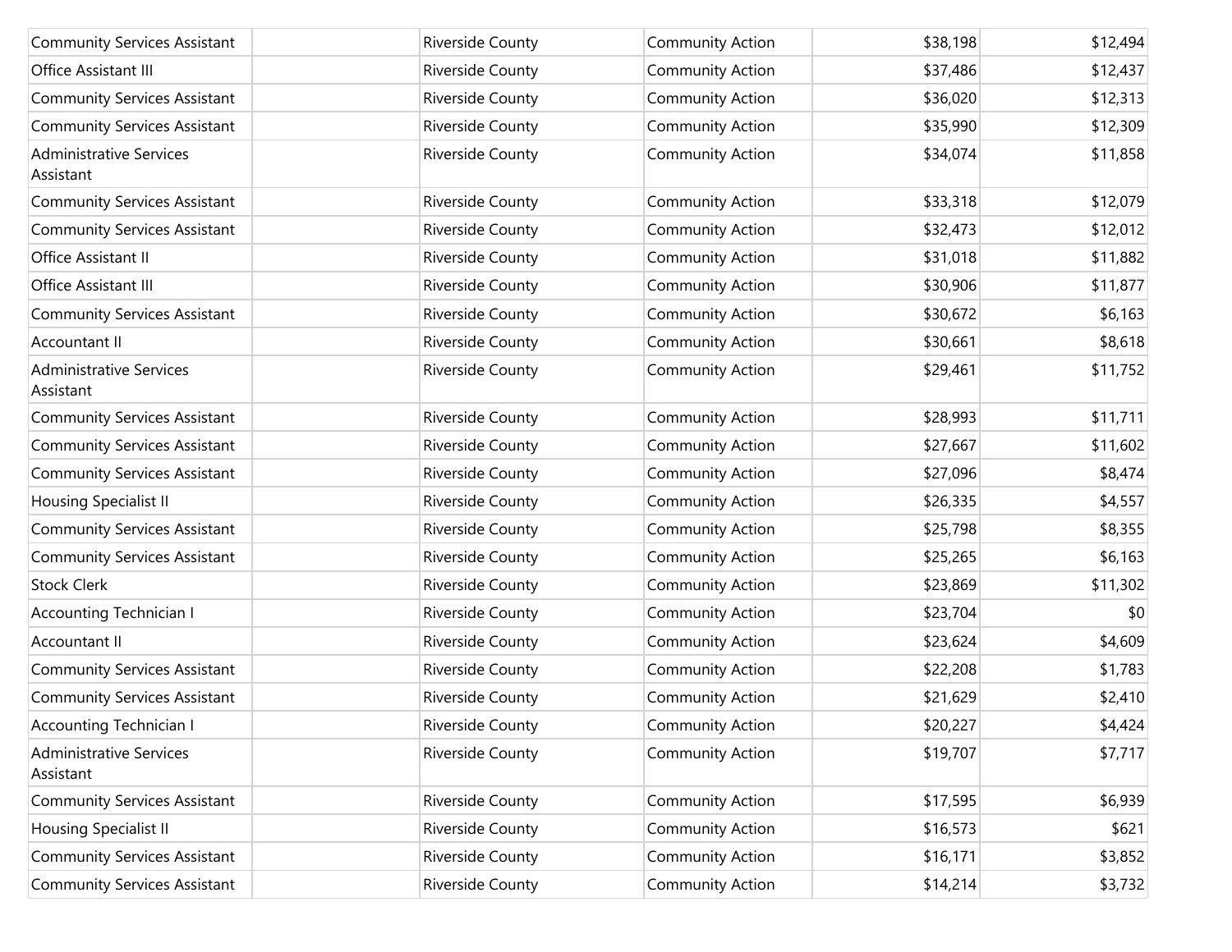| | | | | | |
|---|---|---|---|---|---|
| Community Services Assistant | | Riverside County | Community Action | $38,198 | $12,494 |
| Office Assistant III | | Riverside County | Community Action | $37,486 | $12,437 |
| Community Services Assistant | | Riverside County | Community Action | $36,020 | $12,313 |
| Community Services Assistant | | Riverside County | Community Action | $35,990 | $12,309 |
| Administrative Services Assistant | | Riverside County | Community Action | $34,074 | $11,858 |
| Community Services Assistant | | Riverside County | Community Action | $33,318 | $12,079 |
| Community Services Assistant | | Riverside County | Community Action | $32,473 | $12,012 |
| Office Assistant II | | Riverside County | Community Action | $31,018 | $11,882 |
| Office Assistant III | | Riverside County | Community Action | $30,906 | $11,877 |
| Community Services Assistant | | Riverside County | Community Action | $30,672 | $6,163 |
| Accountant II | | Riverside County | Community Action | $30,661 | $8,618 |
| Administrative Services Assistant | | Riverside County | Community Action | $29,461 | $11,752 |
| Community Services Assistant | | Riverside County | Community Action | $28,993 | $11,711 |
| Community Services Assistant | | Riverside County | Community Action | $27,667 | $11,602 |
| Community Services Assistant | | Riverside County | Community Action | $27,096 | $8,474 |
| Housing Specialist II | | Riverside County | Community Action | $26,335 | $4,557 |
| Community Services Assistant | | Riverside County | Community Action | $25,798 | $8,355 |
| Community Services Assistant | | Riverside County | Community Action | $25,265 | $6,163 |
| Stock Clerk | | Riverside County | Community Action | $23,869 | $11,302 |
| Accounting Technician I | | Riverside County | Community Action | $23,704 | $0 |
| Accountant II | | Riverside County | Community Action | $23,624 | $4,609 |
| Community Services Assistant | | Riverside County | Community Action | $22,208 | $1,783 |
| Community Services Assistant | | Riverside County | Community Action | $21,629 | $2,410 |
| Accounting Technician I | | Riverside County | Community Action | $20,227 | $4,424 |
| Administrative Services Assistant | | Riverside County | Community Action | $19,707 | $7,717 |
| Community Services Assistant | | Riverside County | Community Action | $17,595 | $6,939 |
| Housing Specialist II | | Riverside County | Community Action | $16,573 | $621 |
| Community Services Assistant | | Riverside County | Community Action | $16,171 | $3,852 |
| Community Services Assistant | | Riverside County | Community Action | $14,214 | $3,732 |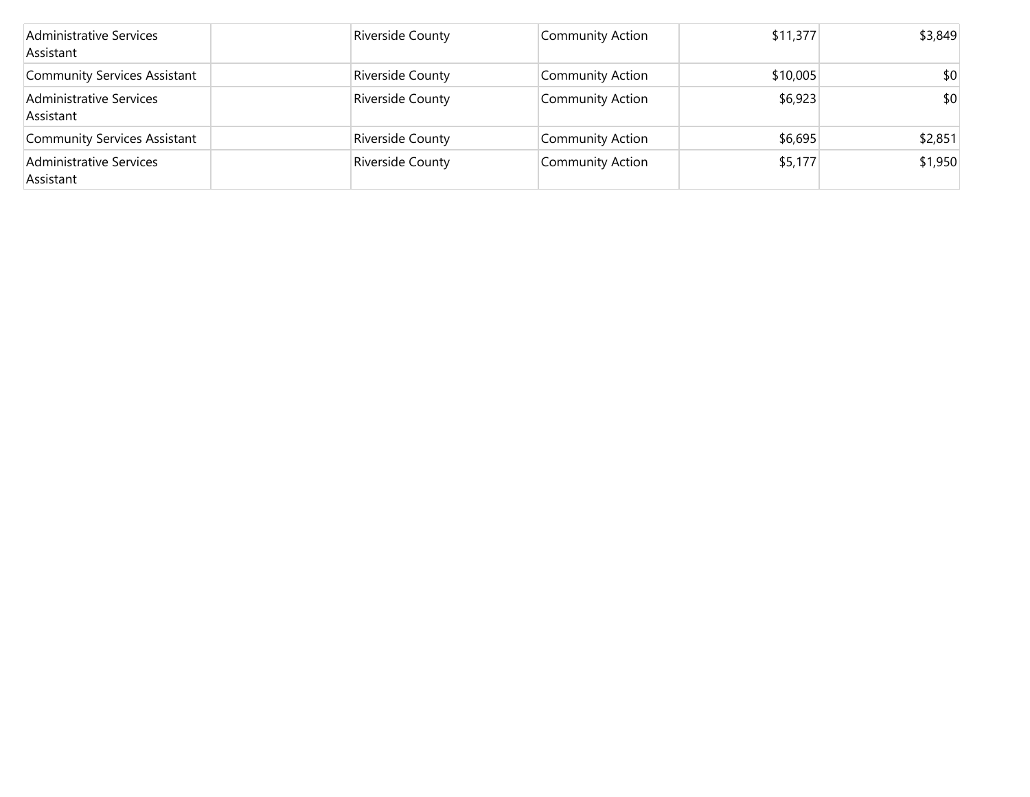| | | | | | |
|---|---|---|---|---|---|
| Administrative Services Assistant | | Riverside County | Community Action | $11,377 | $3,849 |
| Community Services Assistant | | Riverside County | Community Action | $10,005 | $0 |
| Administrative Services Assistant | | Riverside County | Community Action | $6,923 | $0 |
| Community Services Assistant | | Riverside County | Community Action | $6,695 | $2,851 |
| Administrative Services Assistant | | Riverside County | Community Action | $5,177 | $1,950 |